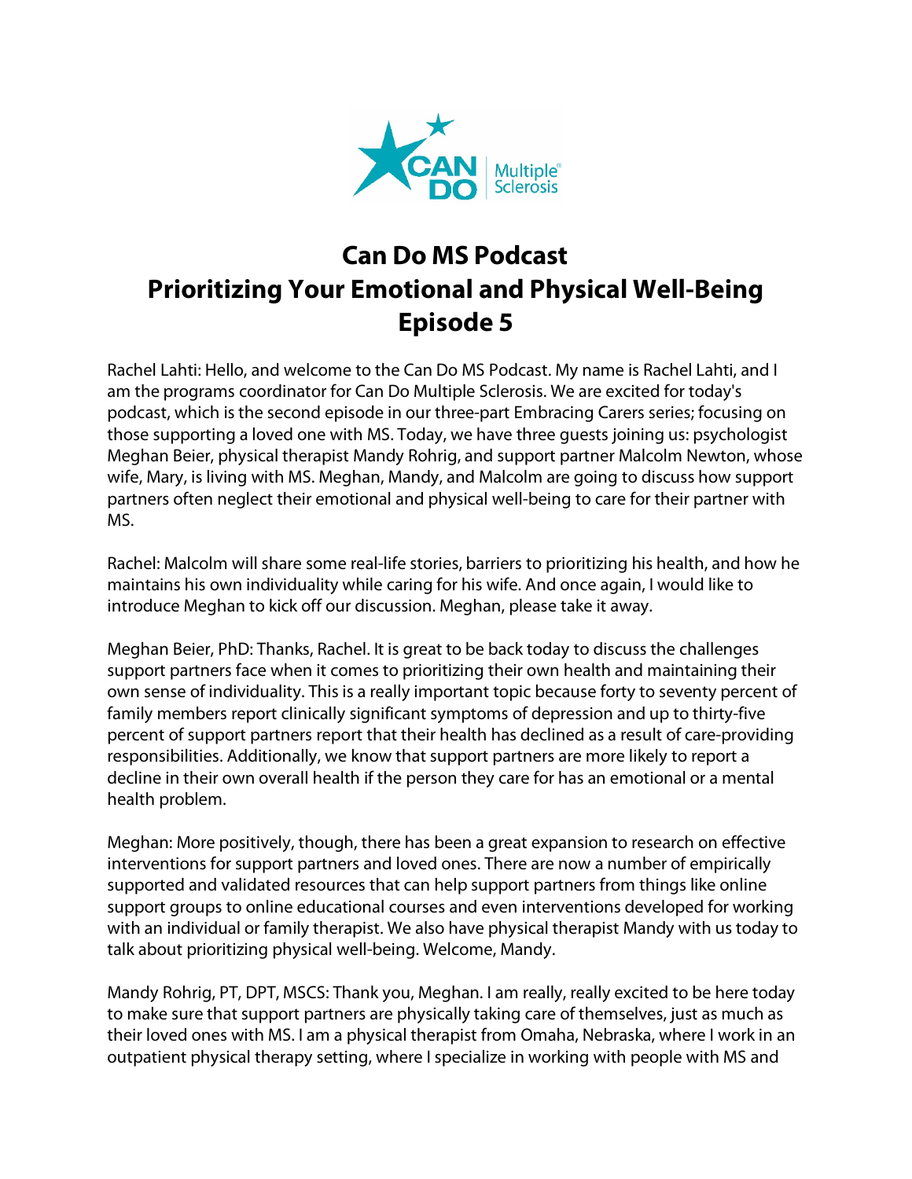# Can Do MS Podcast
# Prioritizing Your Emotional and Physical Well-Being
# Episode 5

Rachel Lahti: Hello, and welcome to the Can Do MS Podcast. My name is Rachel Lahti, and I am the programs coordinator for Can Do Multiple Sclerosis. We are excited for today's podcast, which is the second episode in our three-part Embracing Carers series; focusing on those supporting a loved one with MS. Today, we have three guests joining us: psychologist Meghan Beier, physical therapist Mandy Rohrig, and support partner Malcolm Newton, whose wife, Mary, is living with MS. Meghan, Mandy, and Malcolm are going to discuss how support partners often neglect their emotional and physical well-being to care for their partner with MS.

Rachel: Malcolm will share some real-life stories, barriers to prioritizing his health, and how he maintains his own individuality while caring for his wife. And once again, I would like to introduce Meghan to kick off our discussion. Meghan, please take it away.

Meghan Beier, PhD: Thanks, Rachel. It is great to be back today to discuss the challenges support partners face when it comes to prioritizing their own health and maintaining their own sense of individuality. This is a really important topic because forty to seventy percent of family members report clinically significant symptoms of depression and up to thirty-five percent of support partners report that their health has declined as a result of care-providing responsibilities. Additionally, we know that support partners are more likely to report a decline in their own overall health if the person they care for has an emotional or a mental health problem.

Meghan: More positively, though, there has been a great expansion to research on effective interventions for support partners and loved ones. There are now a number of empirically supported and validated resources that can help support partners from things like online support groups to online educational courses and even interventions developed for working with an individual or family therapist. We also have physical therapist Mandy with us today to talk about prioritizing physical well-being. Welcome, Mandy.

Mandy Rohrig, PT, DPT, MSCS: Thank you, Meghan. I am really, really excited to be here today to make sure that support partners are physically taking care of themselves, just as much as their loved ones with MS. I am a physical therapist from Omaha, Nebraska, where I work in an outpatient physical therapy setting, where I specialize in working with people with MS and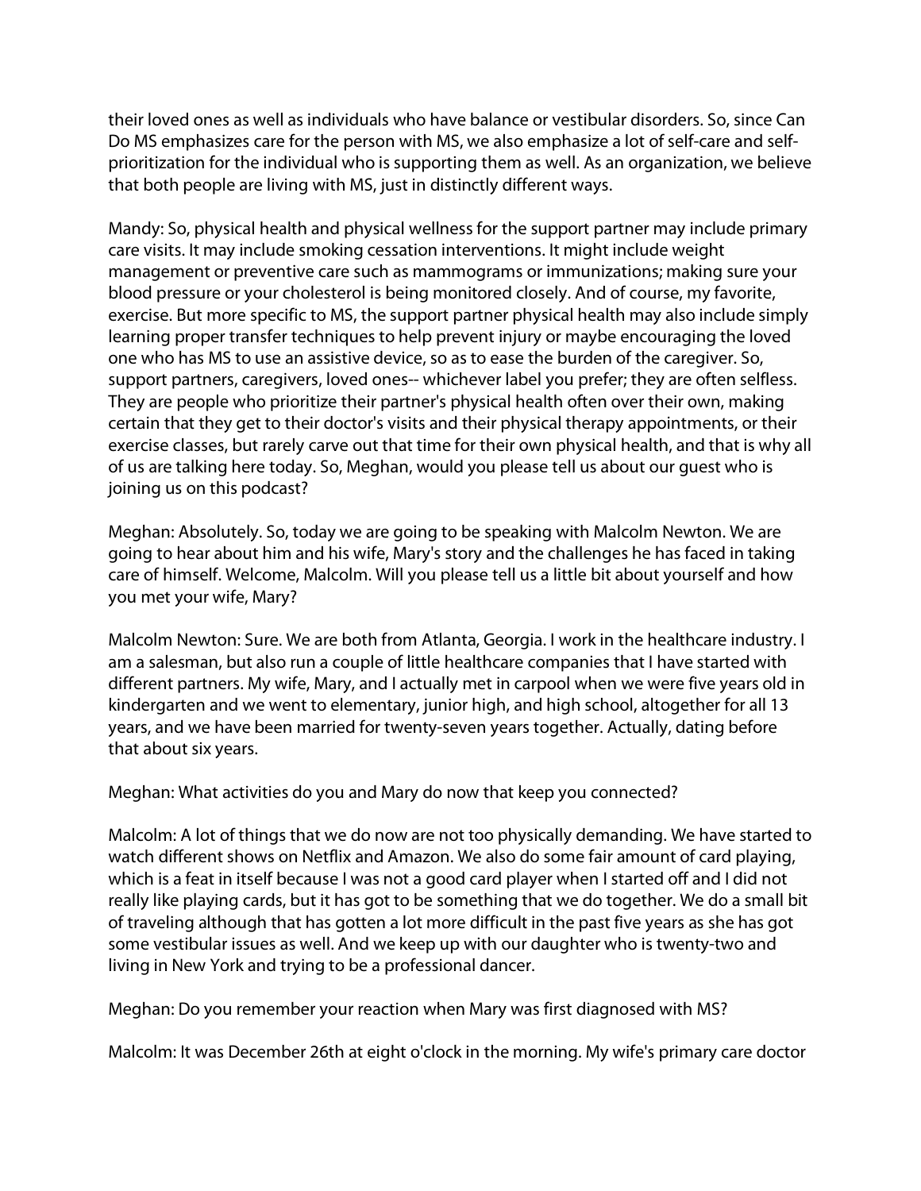their loved ones as well as individuals who have balance or vestibular disorders. So, since Can Do MS emphasizes care for the person with MS, we also emphasize a lot of self-care and self-prioritization for the individual who is supporting them as well. As an organization, we believe that both people are living with MS, just in distinctly different ways.

Mandy: So, physical health and physical wellness for the support partner may include primary care visits. It may include smoking cessation interventions. It might include weight management or preventive care such as mammograms or immunizations; making sure your blood pressure or your cholesterol is being monitored closely. And of course, my favorite, exercise. But more specific to MS, the support partner physical health may also include simply learning proper transfer techniques to help prevent injury or maybe encouraging the loved one who has MS to use an assistive device, so as to ease the burden of the caregiver. So, support partners, caregivers, loved ones-- whichever label you prefer; they are often selfless. They are people who prioritize their partner's physical health often over their own, making certain that they get to their doctor's visits and their physical therapy appointments, or their exercise classes, but rarely carve out that time for their own physical health, and that is why all of us are talking here today. So, Meghan, would you please tell us about our guest who is joining us on this podcast?

Meghan: Absolutely. So, today we are going to be speaking with Malcolm Newton. We are going to hear about him and his wife, Mary's story and the challenges he has faced in taking care of himself. Welcome, Malcolm. Will you please tell us a little bit about yourself and how you met your wife, Mary?

Malcolm Newton: Sure. We are both from Atlanta, Georgia. I work in the healthcare industry. I am a salesman, but also run a couple of little healthcare companies that I have started with different partners. My wife, Mary, and I actually met in carpool when we were five years old in kindergarten and we went to elementary, junior high, and high school, altogether for all 13 years, and we have been married for twenty-seven years together. Actually, dating before that about six years.

Meghan: What activities do you and Mary do now that keep you connected?

Malcolm: A lot of things that we do now are not too physically demanding. We have started to watch different shows on Netflix and Amazon. We also do some fair amount of card playing, which is a feat in itself because I was not a good card player when I started off and I did not really like playing cards, but it has got to be something that we do together. We do a small bit of traveling although that has gotten a lot more difficult in the past five years as she has got some vestibular issues as well. And we keep up with our daughter who is twenty-two and living in New York and trying to be a professional dancer.

Meghan: Do you remember your reaction when Mary was first diagnosed with MS?

Malcolm: It was December 26th at eight o'clock in the morning. My wife's primary care doctor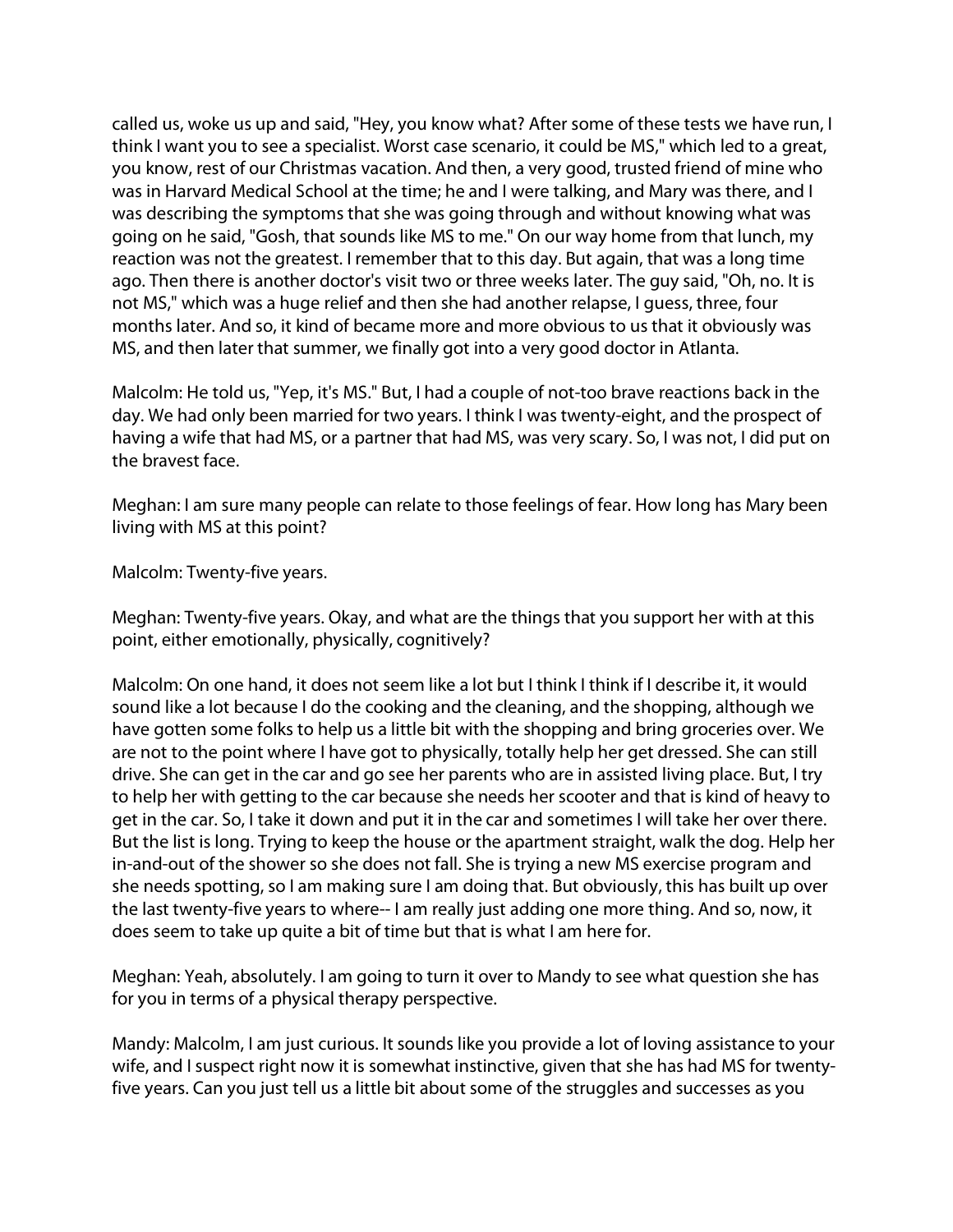called us, woke us up and said, "Hey, you know what? After some of these tests we have run, I think I want you to see a specialist. Worst case scenario, it could be MS," which led to a great, you know, rest of our Christmas vacation. And then, a very good, trusted friend of mine who was in Harvard Medical School at the time; he and I were talking, and Mary was there, and I was describing the symptoms that she was going through and without knowing what was going on he said, "Gosh, that sounds like MS to me." On our way home from that lunch, my reaction was not the greatest. I remember that to this day. But again, that was a long time ago. Then there is another doctor's visit two or three weeks later. The guy said, "Oh, no. It is not MS," which was a huge relief and then she had another relapse, I guess, three, four months later. And so, it kind of became more and more obvious to us that it obviously was MS, and then later that summer, we finally got into a very good doctor in Atlanta.

Malcolm: He told us, "Yep, it's MS." But, I had a couple of not-too brave reactions back in the day. We had only been married for two years. I think I was twenty-eight, and the prospect of having a wife that had MS, or a partner that had MS, was very scary. So, I was not, I did put on the bravest face.

Meghan: I am sure many people can relate to those feelings of fear. How long has Mary been living with MS at this point?

Malcolm: Twenty-five years.

Meghan: Twenty-five years. Okay, and what are the things that you support her with at this point, either emotionally, physically, cognitively?

Malcolm: On one hand, it does not seem like a lot but I think I think if I describe it, it would sound like a lot because I do the cooking and the cleaning, and the shopping, although we have gotten some folks to help us a little bit with the shopping and bring groceries over. We are not to the point where I have got to physically, totally help her get dressed. She can still drive. She can get in the car and go see her parents who are in assisted living place. But, I try to help her with getting to the car because she needs her scooter and that is kind of heavy to get in the car. So, I take it down and put it in the car and sometimes I will take her over there. But the list is long. Trying to keep the house or the apartment straight, walk the dog. Help her in-and-out of the shower so she does not fall. She is trying a new MS exercise program and she needs spotting, so I am making sure I am doing that. But obviously, this has built up over the last twenty-five years to where-- I am really just adding one more thing. And so, now, it does seem to take up quite a bit of time but that is what I am here for.

Meghan: Yeah, absolutely. I am going to turn it over to Mandy to see what question she has for you in terms of a physical therapy perspective.

Mandy: Malcolm, I am just curious. It sounds like you provide a lot of loving assistance to your wife, and I suspect right now it is somewhat instinctive, given that she has had MS for twenty-five years. Can you just tell us a little bit about some of the struggles and successes as you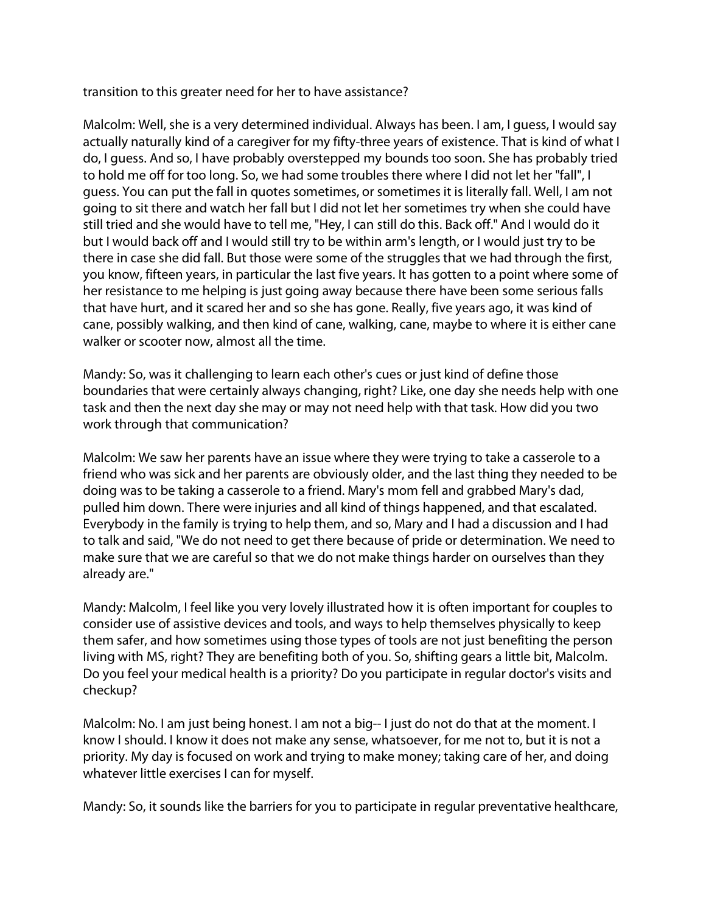transition to this greater need for her to have assistance?

Malcolm: Well, she is a very determined individual. Always has been. I am, I guess, I would say actually naturally kind of a caregiver for my fifty-three years of existence. That is kind of what I do, I guess. And so, I have probably overstepped my bounds too soon. She has probably tried to hold me off for too long. So, we had some troubles there where I did not let her "fall", I guess. You can put the fall in quotes sometimes, or sometimes it is literally fall. Well, I am not going to sit there and watch her fall but I did not let her sometimes try when she could have still tried and she would have to tell me, "Hey, I can still do this. Back off." And I would do it but I would back off and I would still try to be within arm's length, or I would just try to be there in case she did fall. But those were some of the struggles that we had through the first, you know, fifteen years, in particular the last five years. It has gotten to a point where some of her resistance to me helping is just going away because there have been some serious falls that have hurt, and it scared her and so she has gone. Really, five years ago, it was kind of cane, possibly walking, and then kind of cane, walking, cane, maybe to where it is either cane walker or scooter now, almost all the time.

Mandy: So, was it challenging to learn each other's cues or just kind of define those boundaries that were certainly always changing, right? Like, one day she needs help with one task and then the next day she may or may not need help with that task. How did you two work through that communication?

Malcolm: We saw her parents have an issue where they were trying to take a casserole to a friend who was sick and her parents are obviously older, and the last thing they needed to be doing was to be taking a casserole to a friend. Mary's mom fell and grabbed Mary's dad, pulled him down. There were injuries and all kind of things happened, and that escalated. Everybody in the family is trying to help them, and so, Mary and I had a discussion and I had to talk and said, "We do not need to get there because of pride or determination. We need to make sure that we are careful so that we do not make things harder on ourselves than they already are."

Mandy: Malcolm, I feel like you very lovely illustrated how it is often important for couples to consider use of assistive devices and tools, and ways to help themselves physically to keep them safer, and how sometimes using those types of tools are not just benefiting the person living with MS, right? They are benefiting both of you. So, shifting gears a little bit, Malcolm. Do you feel your medical health is a priority? Do you participate in regular doctor's visits and checkup?

Malcolm: No. I am just being honest. I am not a big-- I just do not do that at the moment. I know I should. I know it does not make any sense, whatsoever, for me not to, but it is not a priority. My day is focused on work and trying to make money; taking care of her, and doing whatever little exercises I can for myself.

Mandy: So, it sounds like the barriers for you to participate in regular preventative healthcare,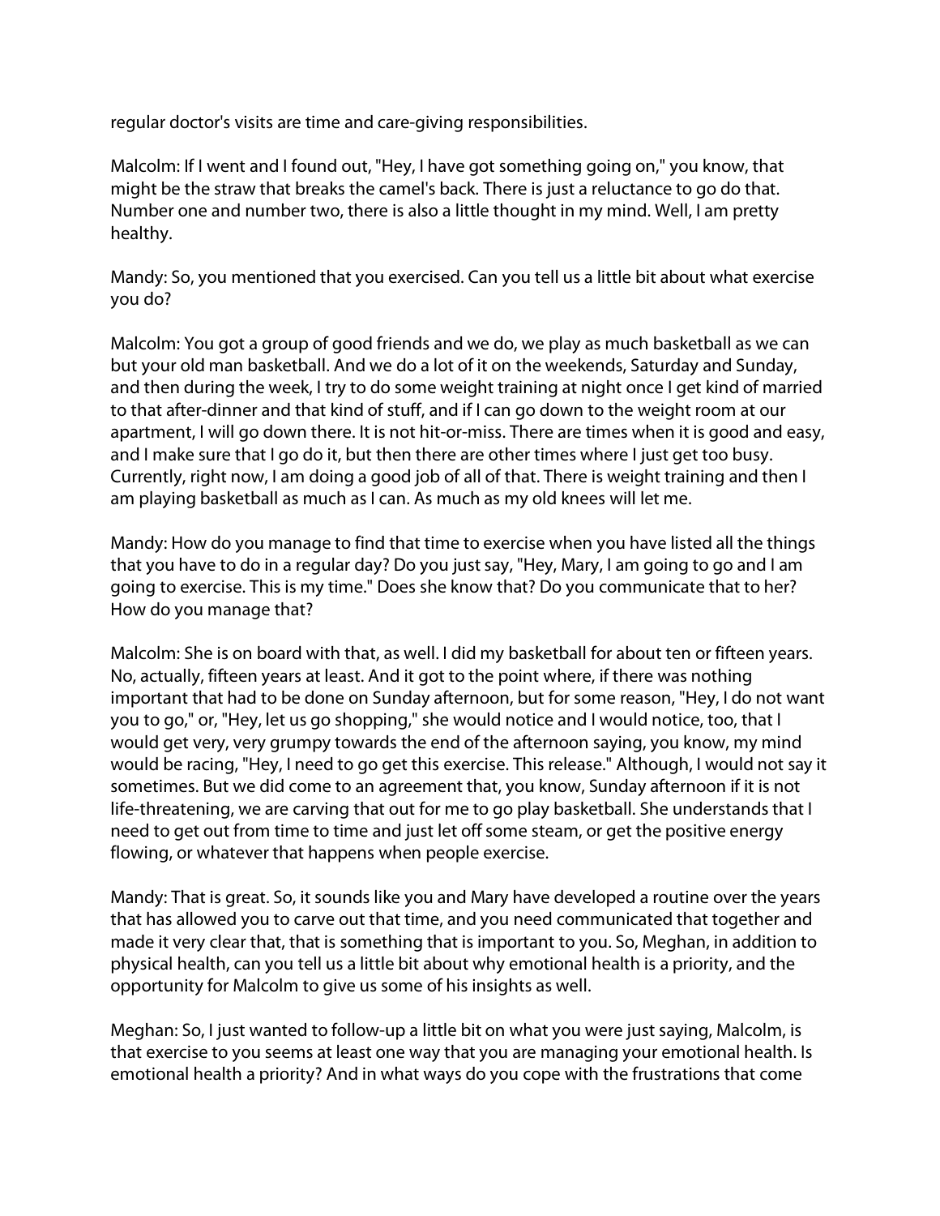regular doctor's visits are time and care-giving responsibilities.

Malcolm: If I went and I found out, "Hey, I have got something going on," you know, that might be the straw that breaks the camel's back. There is just a reluctance to go do that. Number one and number two, there is also a little thought in my mind. Well, I am pretty healthy.

Mandy: So, you mentioned that you exercised. Can you tell us a little bit about what exercise you do?

Malcolm: You got a group of good friends and we do, we play as much basketball as we can but your old man basketball. And we do a lot of it on the weekends, Saturday and Sunday, and then during the week, I try to do some weight training at night once I get kind of married to that after-dinner and that kind of stuff, and if I can go down to the weight room at our apartment, I will go down there. It is not hit-or-miss. There are times when it is good and easy, and I make sure that I go do it, but then there are other times where I just get too busy. Currently, right now, I am doing a good job of all of that. There is weight training and then I am playing basketball as much as I can. As much as my old knees will let me.

Mandy: How do you manage to find that time to exercise when you have listed all the things that you have to do in a regular day? Do you just say, "Hey, Mary, I am going to go and I am going to exercise. This is my time." Does she know that? Do you communicate that to her? How do you manage that?

Malcolm: She is on board with that, as well. I did my basketball for about ten or fifteen years. No, actually, fifteen years at least. And it got to the point where, if there was nothing important that had to be done on Sunday afternoon, but for some reason, "Hey, I do not want you to go," or, "Hey, let us go shopping," she would notice and I would notice, too, that I would get very, very grumpy towards the end of the afternoon saying, you know, my mind would be racing, "Hey, I need to go get this exercise. This release." Although, I would not say it sometimes. But we did come to an agreement that, you know, Sunday afternoon if it is not life-threatening, we are carving that out for me to go play basketball. She understands that I need to get out from time to time and just let off some steam, or get the positive energy flowing, or whatever that happens when people exercise.

Mandy: That is great. So, it sounds like you and Mary have developed a routine over the years that has allowed you to carve out that time, and you need communicated that together and made it very clear that, that is something that is important to you. So, Meghan, in addition to physical health, can you tell us a little bit about why emotional health is a priority, and the opportunity for Malcolm to give us some of his insights as well.

Meghan: So, I just wanted to follow-up a little bit on what you were just saying, Malcolm, is that exercise to you seems at least one way that you are managing your emotional health. Is emotional health a priority? And in what ways do you cope with the frustrations that come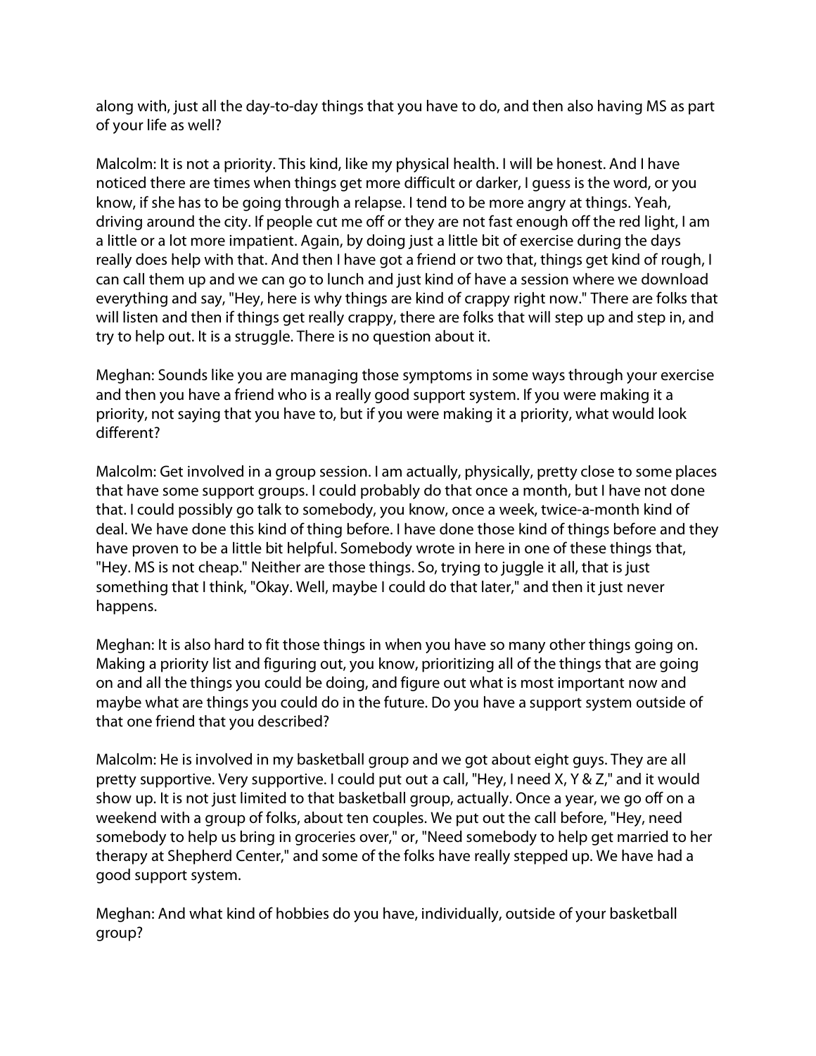along with, just all the day-to-day things that you have to do, and then also having MS as part of your life as well?

Malcolm: It is not a priority. This kind, like my physical health. I will be honest. And I have noticed there are times when things get more difficult or darker, I guess is the word, or you know, if she has to be going through a relapse. I tend to be more angry at things. Yeah, driving around the city. If people cut me off or they are not fast enough off the red light, I am a little or a lot more impatient. Again, by doing just a little bit of exercise during the days really does help with that. And then I have got a friend or two that, things get kind of rough, I can call them up and we can go to lunch and just kind of have a session where we download everything and say, "Hey, here is why things are kind of crappy right now." There are folks that will listen and then if things get really crappy, there are folks that will step up and step in, and try to help out. It is a struggle. There is no question about it.

Meghan: Sounds like you are managing those symptoms in some ways through your exercise and then you have a friend who is a really good support system. If you were making it a priority, not saying that you have to, but if you were making it a priority, what would look different?

Malcolm: Get involved in a group session. I am actually, physically, pretty close to some places that have some support groups. I could probably do that once a month, but I have not done that. I could possibly go talk to somebody, you know, once a week, twice-a-month kind of deal. We have done this kind of thing before. I have done those kind of things before and they have proven to be a little bit helpful. Somebody wrote in here in one of these things that, "Hey. MS is not cheap." Neither are those things. So, trying to juggle it all, that is just something that I think, "Okay. Well, maybe I could do that later," and then it just never happens.

Meghan: It is also hard to fit those things in when you have so many other things going on. Making a priority list and figuring out, you know, prioritizing all of the things that are going on and all the things you could be doing, and figure out what is most important now and maybe what are things you could do in the future. Do you have a support system outside of that one friend that you described?

Malcolm: He is involved in my basketball group and we got about eight guys. They are all pretty supportive. Very supportive. I could put out a call, "Hey, I need X, Y & Z," and it would show up. It is not just limited to that basketball group, actually. Once a year, we go off on a weekend with a group of folks, about ten couples. We put out the call before, "Hey, need somebody to help us bring in groceries over," or, "Need somebody to help get married to her therapy at Shepherd Center," and some of the folks have really stepped up. We have had a good support system.

Meghan: And what kind of hobbies do you have, individually, outside of your basketball group?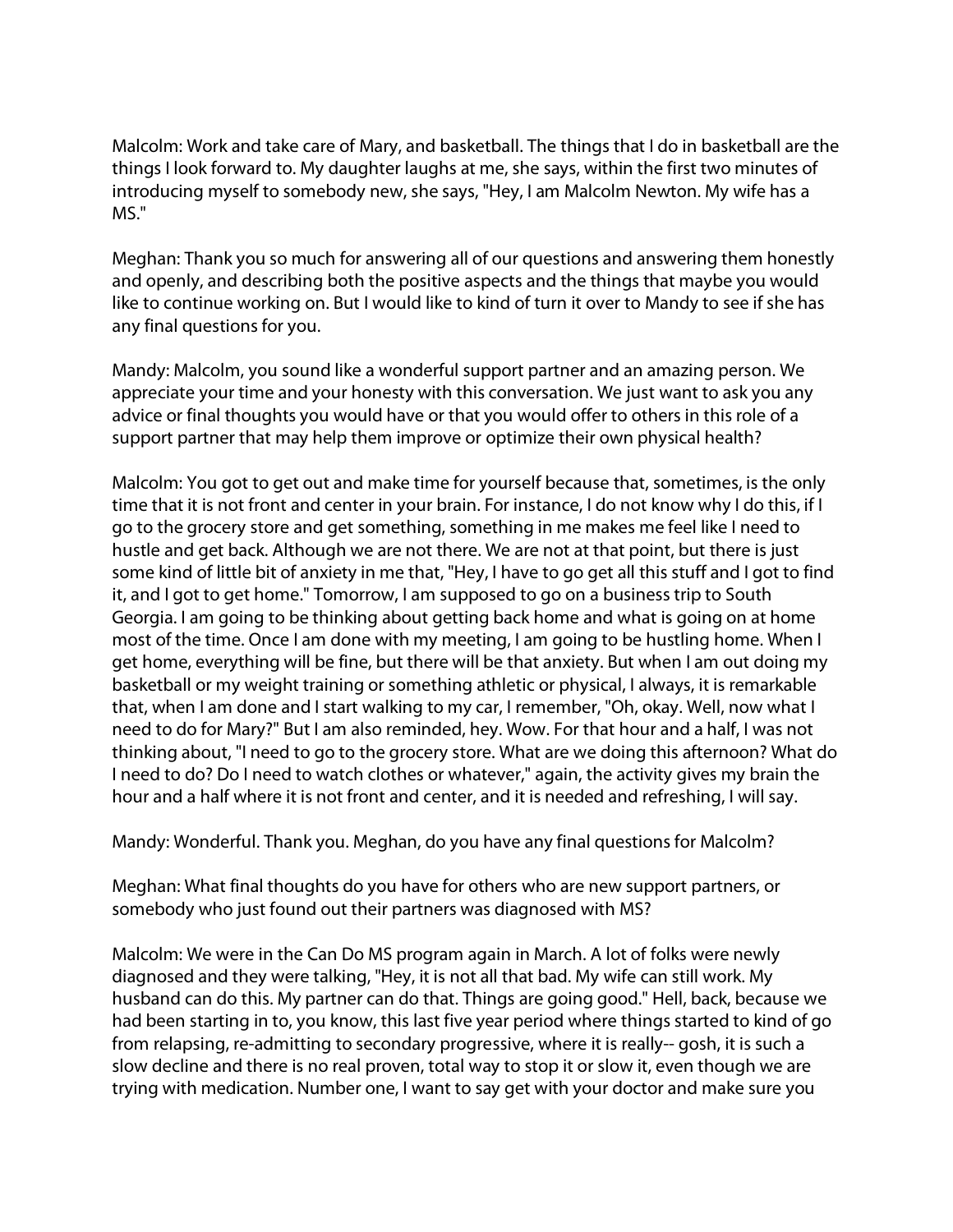Malcolm: Work and take care of Mary, and basketball. The things that I do in basketball are the things I look forward to. My daughter laughs at me, she says, within the first two minutes of introducing myself to somebody new, she says, "Hey, I am Malcolm Newton. My wife has a MS."

Meghan: Thank you so much for answering all of our questions and answering them honestly and openly, and describing both the positive aspects and the things that maybe you would like to continue working on. But I would like to kind of turn it over to Mandy to see if she has any final questions for you.

Mandy: Malcolm, you sound like a wonderful support partner and an amazing person. We appreciate your time and your honesty with this conversation. We just want to ask you any advice or final thoughts you would have or that you would offer to others in this role of a support partner that may help them improve or optimize their own physical health?

Malcolm: You got to get out and make time for yourself because that, sometimes, is the only time that it is not front and center in your brain. For instance, I do not know why I do this, if I go to the grocery store and get something, something in me makes me feel like I need to hustle and get back. Although we are not there. We are not at that point, but there is just some kind of little bit of anxiety in me that, "Hey, I have to go get all this stuff and I got to find it, and I got to get home." Tomorrow, I am supposed to go on a business trip to South Georgia. I am going to be thinking about getting back home and what is going on at home most of the time. Once I am done with my meeting, I am going to be hustling home. When I get home, everything will be fine, but there will be that anxiety. But when I am out doing my basketball or my weight training or something athletic or physical, I always, it is remarkable that, when I am done and I start walking to my car, I remember, "Oh, okay. Well, now what I need to do for Mary?" But I am also reminded, hey. Wow. For that hour and a half, I was not thinking about, "I need to go to the grocery store. What are we doing this afternoon? What do I need to do? Do I need to watch clothes or whatever," again, the activity gives my brain the hour and a half where it is not front and center, and it is needed and refreshing, I will say.

Mandy: Wonderful. Thank you. Meghan, do you have any final questions for Malcolm?

Meghan: What final thoughts do you have for others who are new support partners, or somebody who just found out their partners was diagnosed with MS?

Malcolm: We were in the Can Do MS program again in March. A lot of folks were newly diagnosed and they were talking, "Hey, it is not all that bad. My wife can still work. My husband can do this. My partner can do that. Things are going good." Hell, back, because we had been starting in to, you know, this last five year period where things started to kind of go from relapsing, re-admitting to secondary progressive, where it is really-- gosh, it is such a slow decline and there is no real proven, total way to stop it or slow it, even though we are trying with medication. Number one, I want to say get with your doctor and make sure you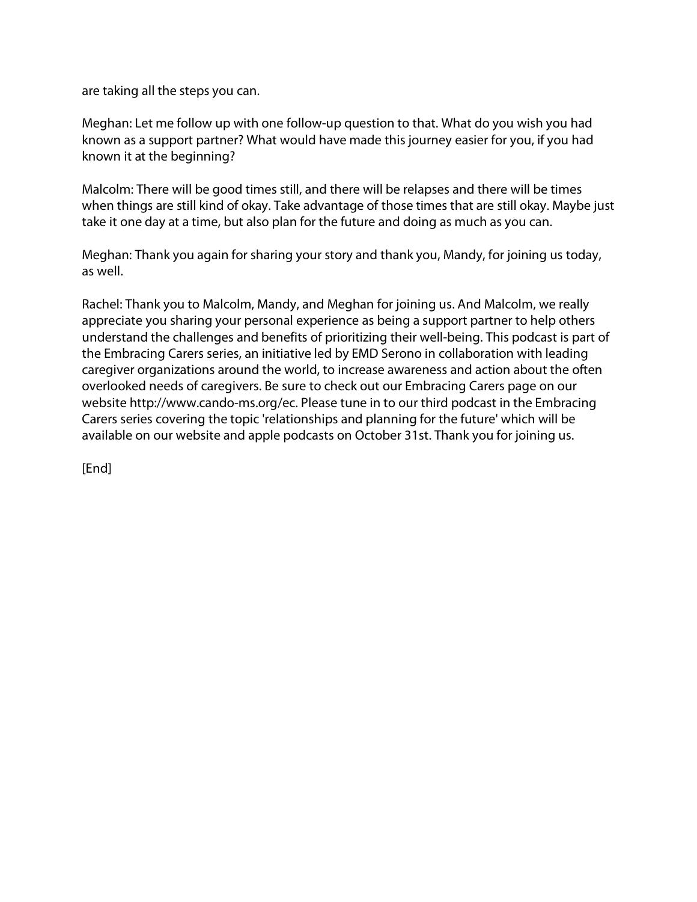are taking all the steps you can.

Meghan: Let me follow up with one follow-up question to that. What do you wish you had known as a support partner? What would have made this journey easier for you, if you had known it at the beginning?

Malcolm: There will be good times still, and there will be relapses and there will be times when things are still kind of okay. Take advantage of those times that are still okay. Maybe just take it one day at a time, but also plan for the future and doing as much as you can.

Meghan: Thank you again for sharing your story and thank you, Mandy, for joining us today, as well.

Rachel: Thank you to Malcolm, Mandy, and Meghan for joining us. And Malcolm, we really appreciate you sharing your personal experience as being a support partner to help others understand the challenges and benefits of prioritizing their well-being. This podcast is part of the Embracing Carers series, an initiative led by EMD Serono in collaboration with leading caregiver organizations around the world, to increase awareness and action about the often overlooked needs of caregivers. Be sure to check out our Embracing Carers page on our website http://www.cando-ms.org/ec. Please tune in to our third podcast in the Embracing Carers series covering the topic 'relationships and planning for the future' which will be available on our website and apple podcasts on October 31st. Thank you for joining us.

[End]